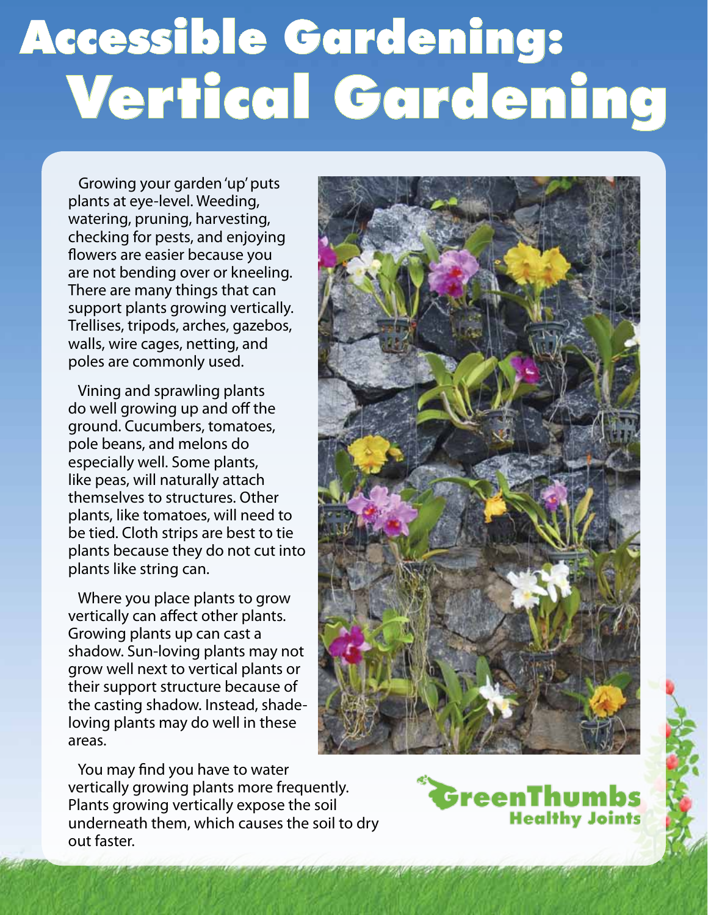# Accessible Gardening: Vertical Gardening

Growing your garden 'up' puts plants at eye-level. Weeding, watering, pruning, harvesting, checking for pests, and enjoying flowers are easier because you are not bending over or kneeling. There are many things that can support plants growing vertically. Trellises, tripods, arches, gazebos, walls, wire cages, netting, and poles are commonly used.

Vining and sprawling plants do well growing up and off the ground. Cucumbers, tomatoes, pole beans, and melons do especially well. Some plants, like peas, will naturally attach themselves to structures. Other plants, like tomatoes, will need to be tied. Cloth strips are best to tie plants because they do not cut into plants like string can.

Where you place plants to grow vertically can affect other plants. Growing plants up can cast a shadow. Sun-loving plants may not grow well next to vertical plants or their support structure because of the casting shadow. Instead, shade-loving plants may do well in these areas.

You may find you have to water vertically growing plants more frequently. Plants growing vertically expose the soil underneath them, which causes the soil to dry out faster.

GreenThumbs Healthy Joints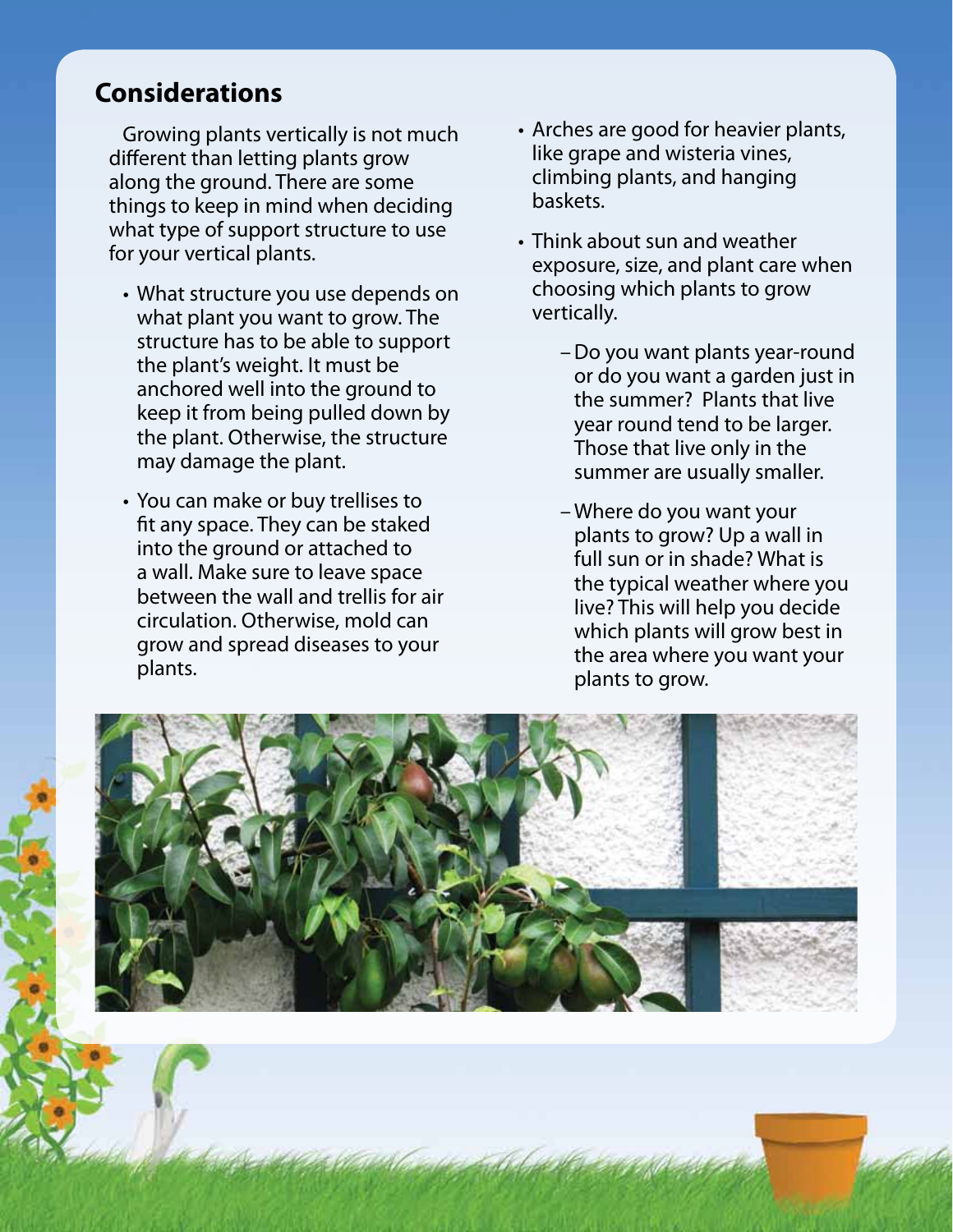## Considerations

Growing plants vertically is not much different than letting plants grow along the ground. There are some things to keep in mind when deciding what type of support structure to use for your vertical plants.

- What structure you use depends on what plant you want to grow. The structure has to be able to support the plant's weight. It must be anchored well into the ground to keep it from being pulled down by the plant. Otherwise, the structure may damage the plant.
- You can make or buy trellises to fit any space. They can be staked into the ground or attached to a wall. Make sure to leave space between the wall and trellis for air circulation. Otherwise, mold can grow and spread diseases to your plants.
- Arches are good for heavier plants, like grape and wisteria vines, climbing plants, and hanging baskets.
- Think about sun and weather exposure, size, and plant care when choosing which plants to grow vertically.
  - Do you want plants year-round or do you want a garden just in the summer? Plants that live year round tend to be larger. Those that live only in the summer are usually smaller.
  - Where do you want your plants to grow? Up a wall in full sun or in shade? What is the typical weather where you live? This will help you decide which plants will grow best in the area where you want your plants to grow.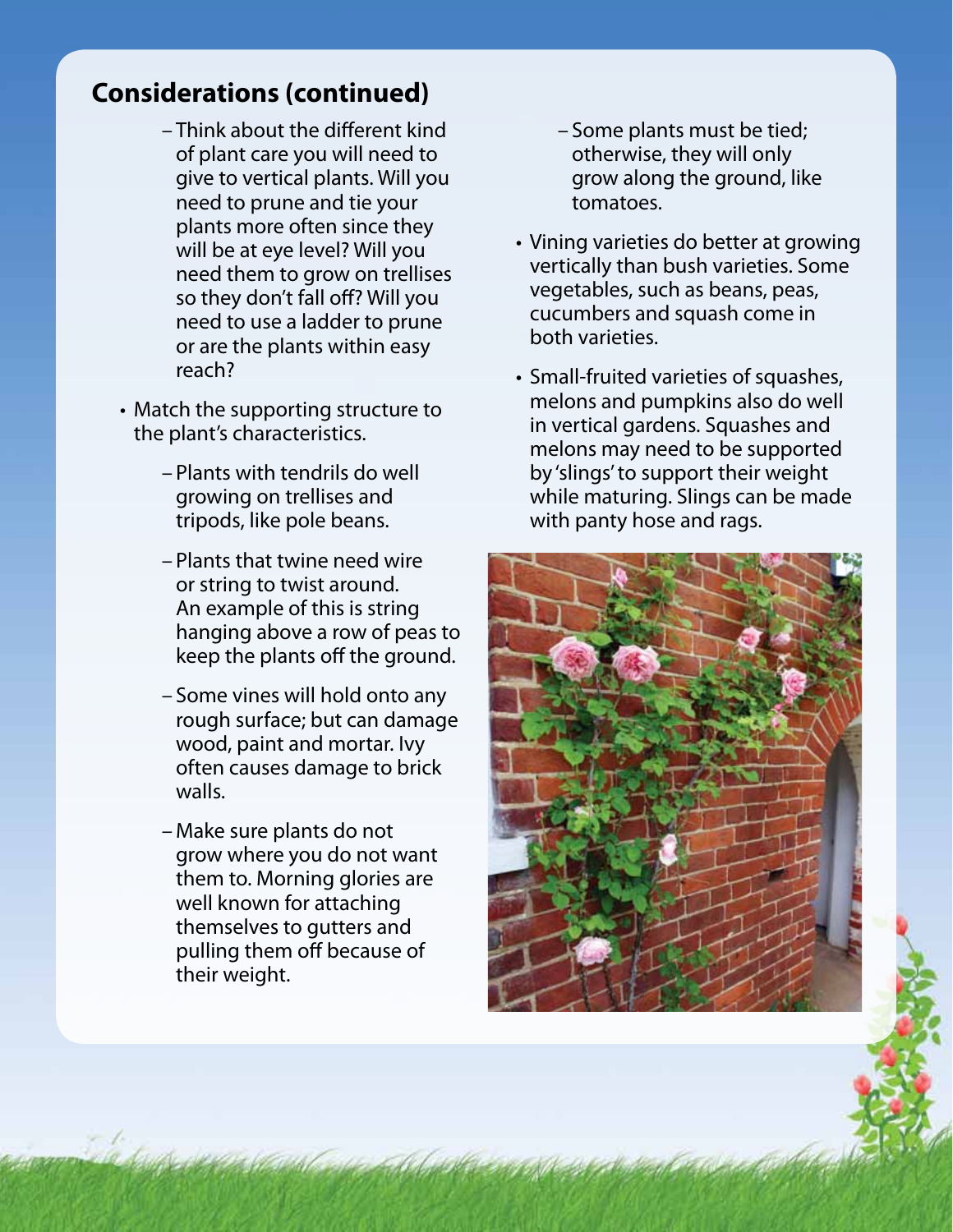## Considerations (continued)

  - Think about the different kind of plant care you will need to give to vertical plants. Will you need to prune and tie your plants more often since they will be at eye level? Will you need them to grow on trellises so they don't fall off? Will you need to use a ladder to prune or are the plants within easy reach?

- Match the supporting structure to the plant's characteristics.
  - Plants with tendrils do well growing on trellises and tripods, like pole beans.
  - Plants that twine need wire or string to twist around. An example of this is string hanging above a row of peas to keep the plants off the ground.
  - Some vines will hold onto any rough surface; but can damage wood, paint and mortar. Ivy often causes damage to brick walls.
  - Make sure plants do not grow where you do not want them to. Morning glories are well known for attaching themselves to gutters and pulling them off because of their weight.
  - Some plants must be tied; otherwise, they will only grow along the ground, like tomatoes.

- Vining varieties do better at growing vertically than bush varieties. Some vegetables, such as beans, peas, cucumbers and squash come in both varieties.

- Small-fruited varieties of squashes, melons and pumpkins also do well in vertical gardens. Squashes and melons may need to be supported by 'slings' to support their weight while maturing. Slings can be made with panty hose and rags.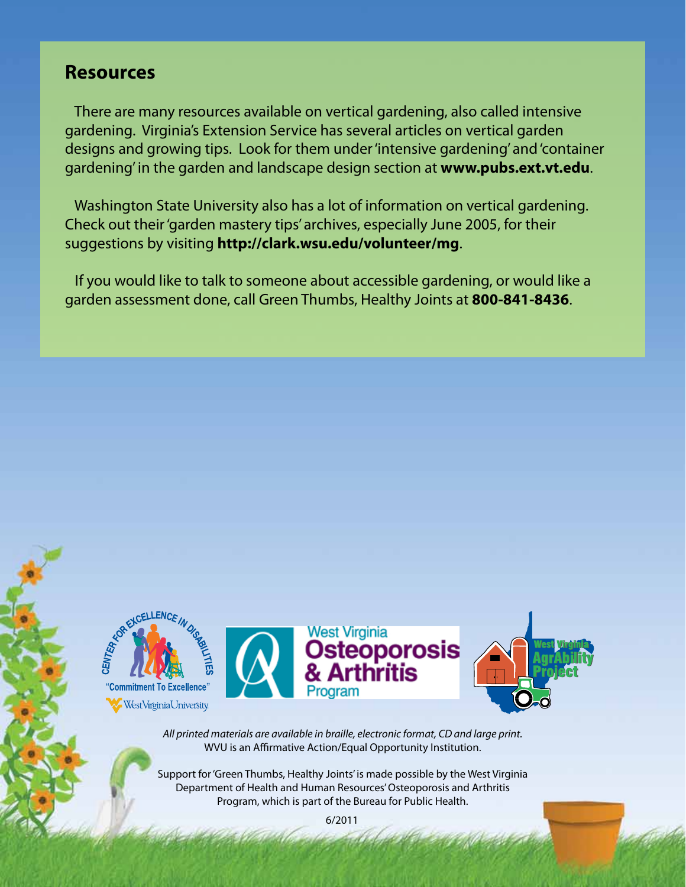## Resources

There are many resources available on vertical gardening, also called intensive gardening. Virginia's Extension Service has several articles on vertical garden designs and growing tips. Look for them under 'intensive gardening' and 'container gardening' in the garden and landscape design section at **www.pubs.ext.vt.edu**.

Washington State University also has a lot of information on vertical gardening. Check out their 'garden mastery tips' archives, especially June 2005, for their suggestions by visiting **http://clark.wsu.edu/volunteer/mg**.

If you would like to talk to someone about accessible gardening, or would like a garden assessment done, call Green Thumbs, Healthy Joints at **800-841-8436**.

Center for Excellence in Disabilities
"Commitment To Excellence"
West Virginia University

West Virginia Osteoporosis & Arthritis Program

West Virginia AgrAbility Project

*All printed materials are available in braille, electronic format, CD and large print.*
WVU is an Affirmative Action/Equal Opportunity Institution.

Support for 'Green Thumbs, Healthy Joints' is made possible by the West Virginia Department of Health and Human Resources' Osteoporosis and Arthritis Program, which is part of the Bureau for Public Health.

6/2011